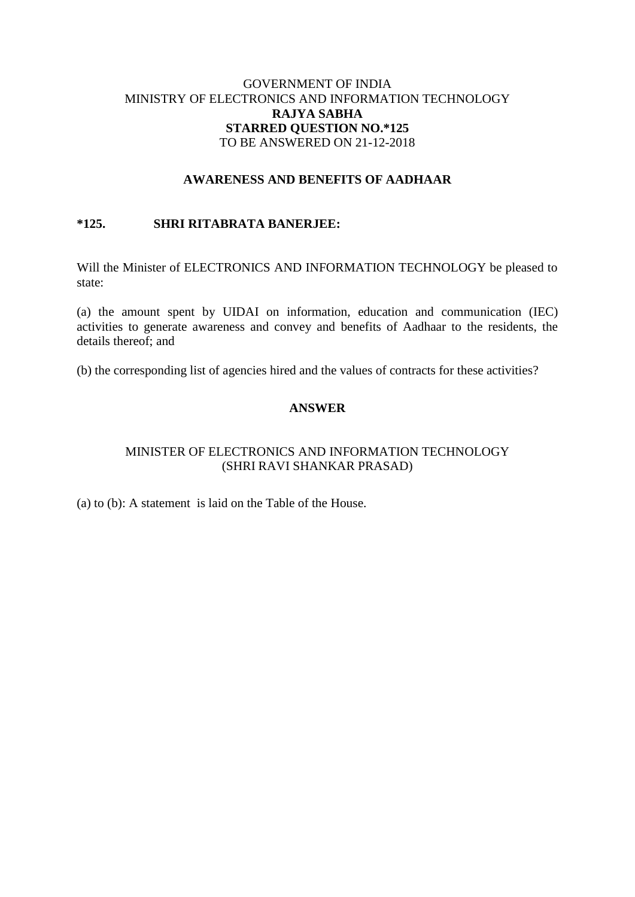GOVERNMENT OF INDIA
MINISTRY OF ELECTRONICS AND INFORMATION TECHNOLOGY
**RAJYA SABHA**
**STARRED QUESTION NO.*125**
TO BE ANSWERED ON 21-12-2018

**AWARENESS AND BENEFITS OF AADHAAR**

**\*125. SHRI RITABRATA BANERJEE:**

Will the Minister of ELECTRONICS AND INFORMATION TECHNOLOGY be pleased to state:

(a) the amount spent by UIDAI on information, education and communication (IEC) activities to generate awareness and convey and benefits of Aadhaar to the residents, the details thereof; and

(b) the corresponding list of agencies hired and the values of contracts for these activities?

**ANSWER**

MINISTER OF ELECTRONICS AND INFORMATION TECHNOLOGY
(SHRI RAVI SHANKAR PRASAD)

(a) to (b): A statement is laid on the Table of the House.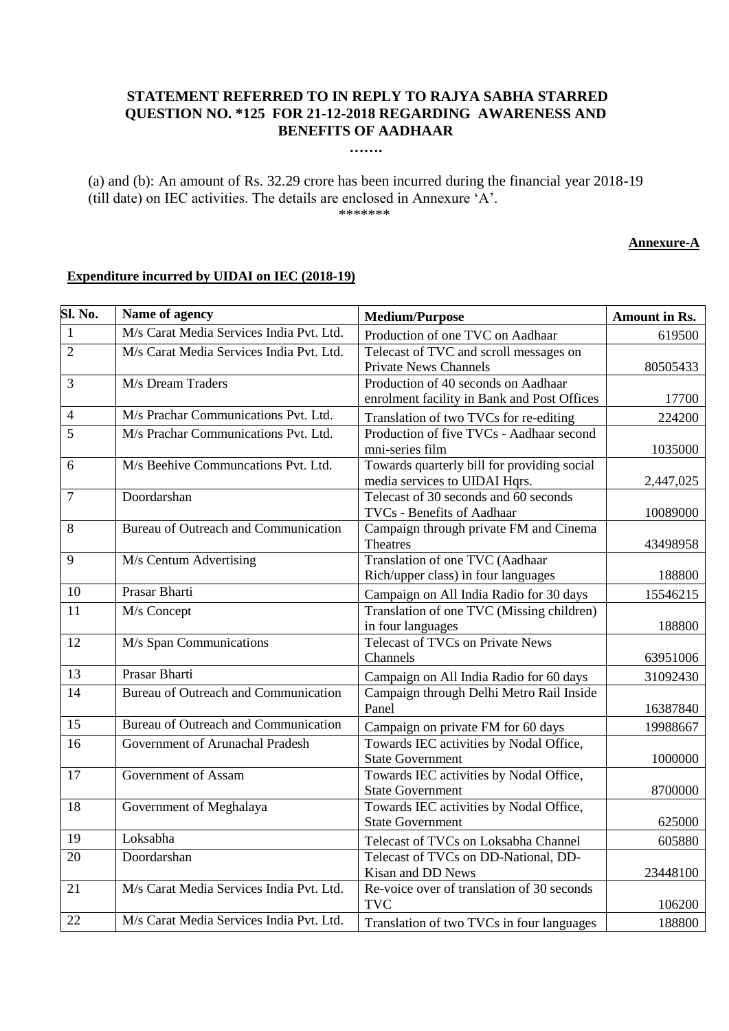**STATEMENT REFERRED TO IN REPLY TO RAJYA SABHA STARRED QUESTION NO. *125 FOR 21-12-2018 REGARDING AWARENESS AND BENEFITS OF AADHAAR**

**…….**

(a) and (b): An amount of Rs. 32.29 crore has been incurred during the financial year 2018-19 (till date) on IEC activities. The details are enclosed in Annexure 'A'.

*******

**Annexure-A**

**Expenditure incurred by UIDAI on IEC (2018-19)**

| Sl. No. | Name of agency | Medium/Purpose | Amount in Rs. |
|---|---|---|---|
| 1 | M/s Carat Media Services India Pvt. Ltd. | Production of one TVC on Aadhaar | 619500 |
| 2 | M/s Carat Media Services India Pvt. Ltd. | Telecast of TVC and scroll messages on Private News Channels | 80505433 |
| 3 | M/s Dream Traders | Production of 40 seconds on Aadhaar enrolment facility in Bank and Post Offices | 17700 |
| 4 | M/s Prachar Communications Pvt. Ltd. | Translation of two TVCs for re-editing | 224200 |
| 5 | M/s Prachar Communications Pvt. Ltd. | Production of five TVCs - Aadhaar second mni-series film | 1035000 |
| 6 | M/s Beehive Communcations Pvt. Ltd. | Towards quarterly bill for providing social media services to UIDAI Hqrs. | 2,447,025 |
| 7 | Doordarshan | Telecast of 30 seconds and 60 seconds TVCs - Benefits of Aadhaar | 10089000 |
| 8 | Bureau of Outreach and Communication | Campaign through private FM and Cinema Theatres | 43498958 |
| 9 | M/s Centum Advertising | Translation of one TVC (Aadhaar Rich/upper class) in four languages | 188800 |
| 10 | Prasar Bharti | Campaign on All India Radio for 30 days | 15546215 |
| 11 | M/s Concept | Translation of one TVC (Missing children) in four languages | 188800 |
| 12 | M/s Span Communications | Telecast of TVCs on Private News Channels | 63951006 |
| 13 | Prasar Bharti | Campaign on All India Radio for 60 days | 31092430 |
| 14 | Bureau of Outreach and Communication | Campaign through Delhi Metro Rail Inside Panel | 16387840 |
| 15 | Bureau of Outreach and Communication | Campaign on private FM for 60 days | 19988667 |
| 16 | Government of Arunachal Pradesh | Towards IEC activities by Nodal Office, State Government | 1000000 |
| 17 | Government of Assam | Towards IEC activities by Nodal Office, State Government | 8700000 |
| 18 | Government of Meghalaya | Towards IEC activities by Nodal Office, State Government | 625000 |
| 19 | Loksabha | Telecast of TVCs on Loksabha Channel | 605880 |
| 20 | Doordarshan | Telecast of TVCs on DD-National, DD-Kisan and DD News | 23448100 |
| 21 | M/s Carat Media Services India Pvt. Ltd. | Re-voice over of translation of 30 seconds TVC | 106200 |
| 22 | M/s Carat Media Services India Pvt. Ltd. | Translation of two TVCs in four languages | 188800 |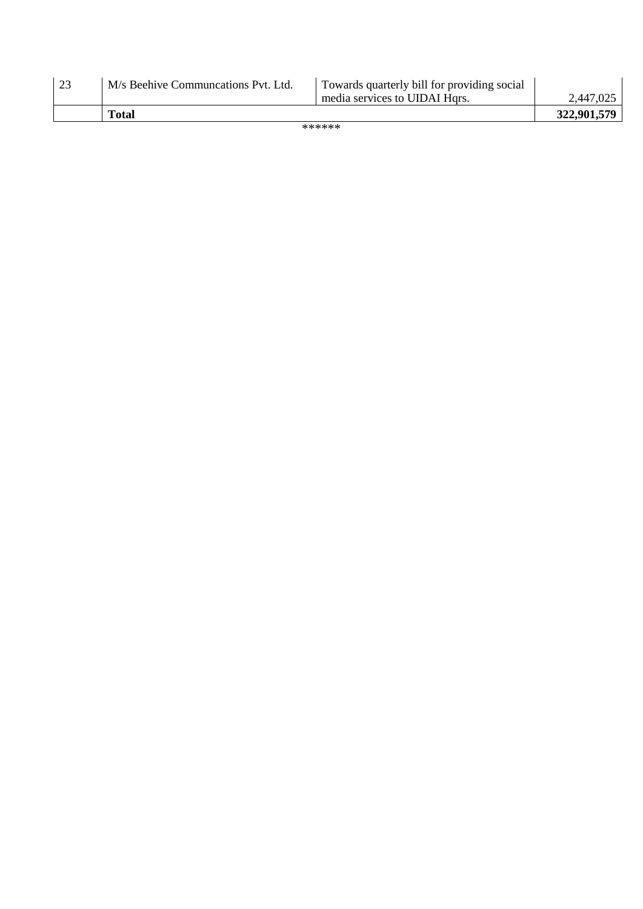| | | | |
|---|---|---|---|
| 23 | M/s Beehive Communcations Pvt. Ltd. | Towards quarterly bill for providing social media services to UIDAI Hqrs. | 2,447,025 |
| | **Total** | | **322,901,579** |

******